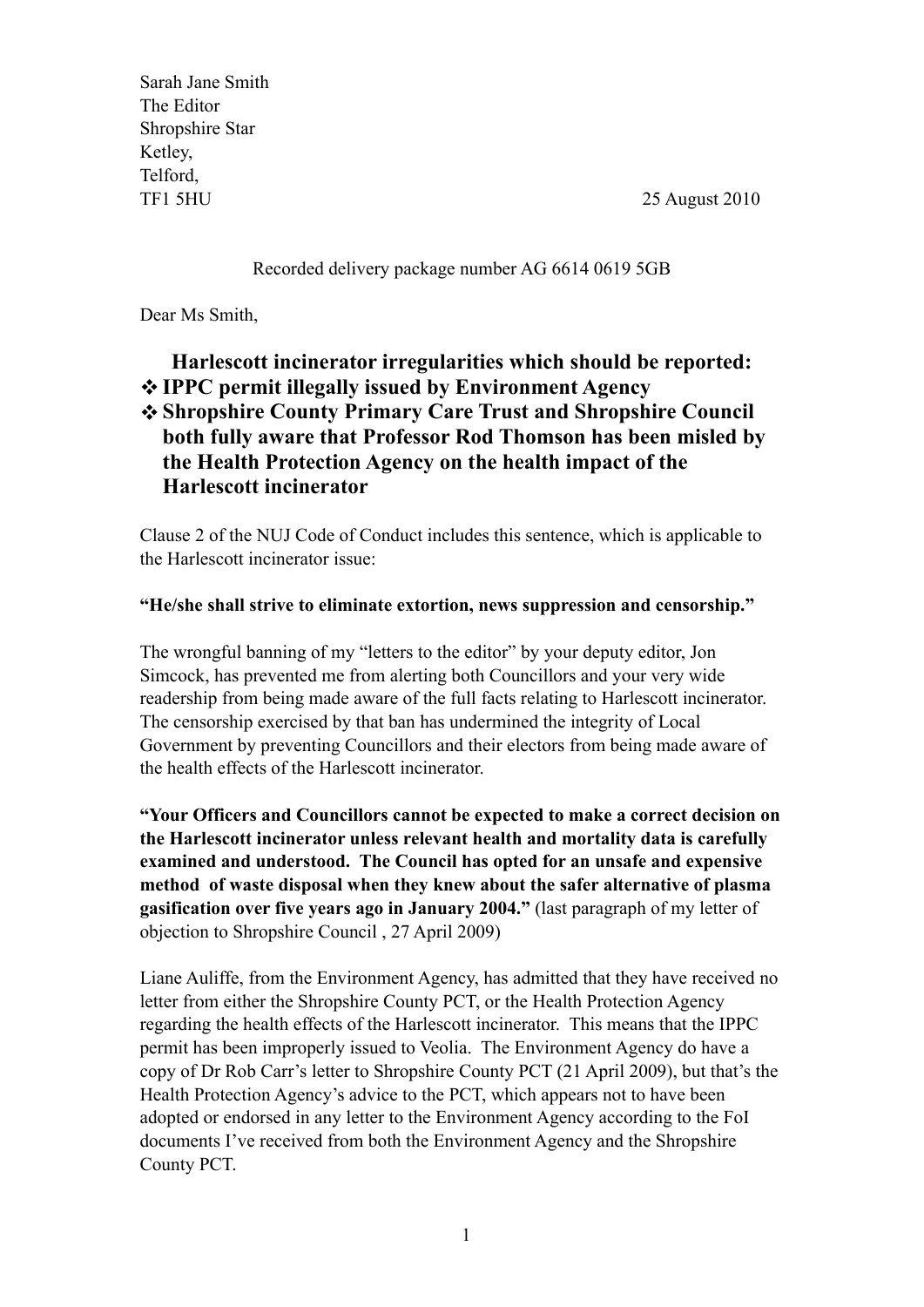Sarah Jane Smith
The Editor
Shropshire Star
Ketley,
Telford,
TF1 5HU

25 August 2010

Recorded delivery package number AG 6614 0619 5GB

Dear Ms Smith,

**Harlescott incinerator irregularities which should be reported:**

- **IPPC permit illegally issued by Environment Agency**
- **Shropshire County Primary Care Trust and Shropshire Council both fully aware that Professor Rod Thomson has been misled by the Health Protection Agency on the health impact of the Harlescott incinerator**

Clause 2 of the NUJ Code of Conduct includes this sentence, which is applicable to the Harlescott incinerator issue:

**"He/she shall strive to eliminate extortion, news suppression and censorship."**

The wrongful banning of my "letters to the editor" by your deputy editor, Jon Simcock, has prevented me from alerting both Councillors and your very wide readership from being made aware of the full facts relating to Harlescott incinerator. The censorship exercised by that ban has undermined the integrity of Local Government by preventing Councillors and their electors from being made aware of the health effects of the Harlescott incinerator.

**"Your Officers and Councillors cannot be expected to make a correct decision on the Harlescott incinerator unless relevant health and mortality data is carefully examined and understood. The Council has opted for an unsafe and expensive method of waste disposal when they knew about the safer alternative of plasma gasification over five years ago in January 2004."** (last paragraph of my letter of objection to Shropshire Council , 27 April 2009)

Liane Auliffe, from the Environment Agency, has admitted that they have received no letter from either the Shropshire County PCT, or the Health Protection Agency regarding the health effects of the Harlescott incinerator. This means that the IPPC permit has been improperly issued to Veolia. The Environment Agency do have a copy of Dr Rob Carr's letter to Shropshire County PCT (21 April 2009), but that's the Health Protection Agency's advice to the PCT, which appears not to have been adopted or endorsed in any letter to the Environment Agency according to the FoI documents I've received from both the Environment Agency and the Shropshire County PCT.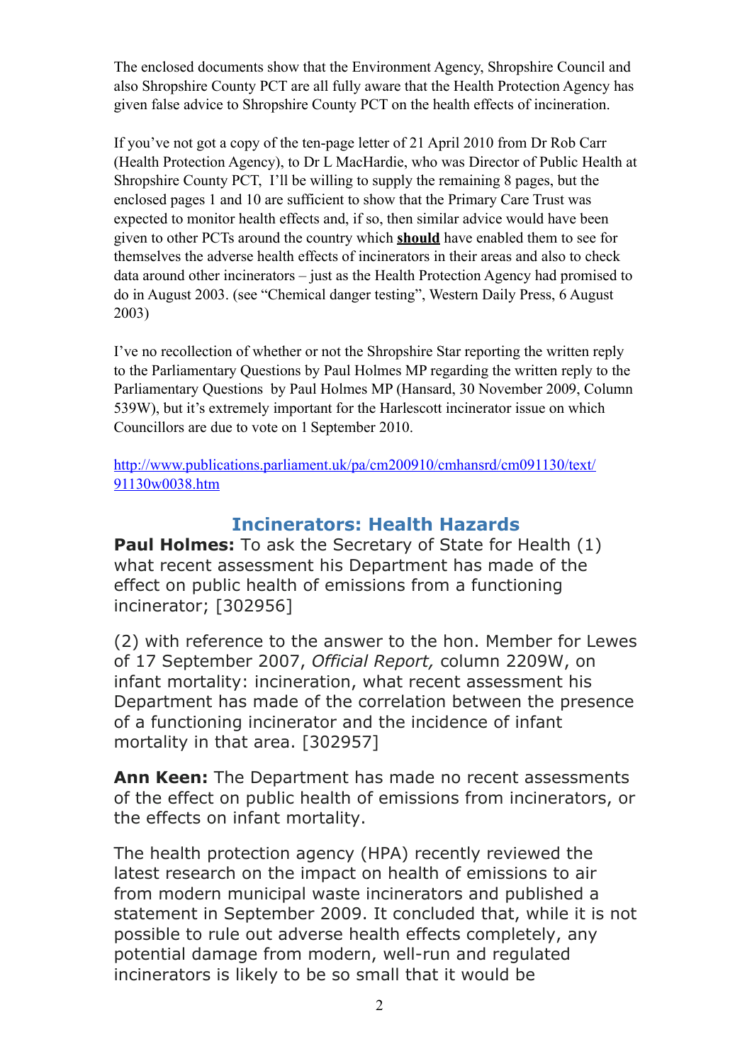The enclosed documents show that the Environment Agency, Shropshire Council and also Shropshire County PCT are all fully aware that the Health Protection Agency has given false advice to Shropshire County PCT on the health effects of incineration.

If you've not got a copy of the ten-page letter of 21 April 2010 from Dr Rob Carr (Health Protection Agency), to Dr L MacHardie, who was Director of Public Health at Shropshire County PCT, I'll be willing to supply the remaining 8 pages, but the enclosed pages 1 and 10 are sufficient to show that the Primary Care Trust was expected to monitor health effects and, if so, then similar advice would have been given to other PCTs around the country which **should** have enabled them to see for themselves the adverse health effects of incinerators in their areas and also to check data around other incinerators – just as the Health Protection Agency had promised to do in August 2003. (see "Chemical danger testing", Western Daily Press, 6 August 2003)

I've no recollection of whether or not the Shropshire Star reporting the written reply to the Parliamentary Questions by Paul Holmes MP regarding the written reply to the Parliamentary Questions by Paul Holmes MP (Hansard, 30 November 2009, Column 539W), but it's extremely important for the Harlescott incinerator issue on which Councillors are due to vote on 1 September 2010.

http://www.publications.parliament.uk/pa/cm200910/cmhansrd/cm091130/text/91130w0038.htm

## Incinerators: Health Hazards

**Paul Holmes:** To ask the Secretary of State for Health (1) what recent assessment his Department has made of the effect on public health of emissions from a functioning incinerator; [302956]

(2) with reference to the answer to the hon. Member for Lewes of 17 September 2007, *Official Report,* column 2209W, on infant mortality: incineration, what recent assessment his Department has made of the correlation between the presence of a functioning incinerator and the incidence of infant mortality in that area. [302957]

**Ann Keen:** The Department has made no recent assessments of the effect on public health of emissions from incinerators, or the effects on infant mortality.

The health protection agency (HPA) recently reviewed the latest research on the impact on health of emissions to air from modern municipal waste incinerators and published a statement in September 2009. It concluded that, while it is not possible to rule out adverse health effects completely, any potential damage from modern, well-run and regulated incinerators is likely to be so small that it would be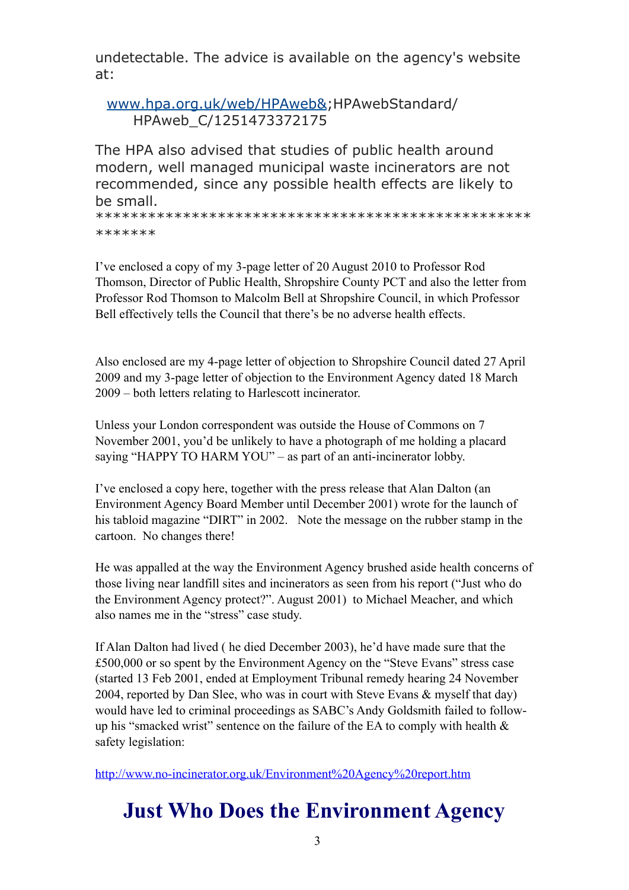undetectable. The advice is available on the agency's website at:

[www.hpa.org.uk/web/HPAweb&](http://www.hpa.org.uk/web/HPAweb&);HPAwebStandard/HPAweb_C/1251473372175

The HPA also advised that studies of public health around modern, well managed municipal waste incinerators are not recommended, since any possible health effects are likely to be small.
\***************************************************
\*******

I've enclosed a copy of my 3-page letter of 20 August 2010 to Professor Rod Thomson, Director of Public Health, Shropshire County PCT and also the letter from Professor Rod Thomson to Malcolm Bell at Shropshire Council, in which Professor Bell effectively tells the Council that there's be no adverse health effects.

Also enclosed are my 4-page letter of objection to Shropshire Council dated 27 April 2009 and my 3-page letter of objection to the Environment Agency dated 18 March 2009 – both letters relating to Harlescott incinerator.

Unless your London correspondent was outside the House of Commons on 7 November 2001, you'd be unlikely to have a photograph of me holding a placard saying "HAPPY TO HARM YOU" – as part of an anti-incinerator lobby.

I've enclosed a copy here, together with the press release that Alan Dalton (an Environment Agency Board Member until December 2001) wrote for the launch of his tabloid magazine "DIRT" in 2002. Note the message on the rubber stamp in the cartoon. No changes there!

He was appalled at the way the Environment Agency brushed aside health concerns of those living near landfill sites and incinerators as seen from his report ("Just who do the Environment Agency protect?". August 2001) to Michael Meacher, and which also names me in the "stress" case study.

If Alan Dalton had lived ( he died December 2003), he'd have made sure that the £500,000 or so spent by the Environment Agency on the "Steve Evans" stress case (started 13 Feb 2001, ended at Employment Tribunal remedy hearing 24 November 2004, reported by Dan Slee, who was in court with Steve Evans & myself that day) would have led to criminal proceedings as SABC's Andy Goldsmith failed to follow-up his "smacked wrist" sentence on the failure of the EA to comply with health & safety legislation:

[http://www.no-incinerator.org.uk/Environment%20Agency%20report.htm](http://www.no-incinerator.org.uk/Environment%20Agency%20report.htm)

# Just Who Does the Environment Agency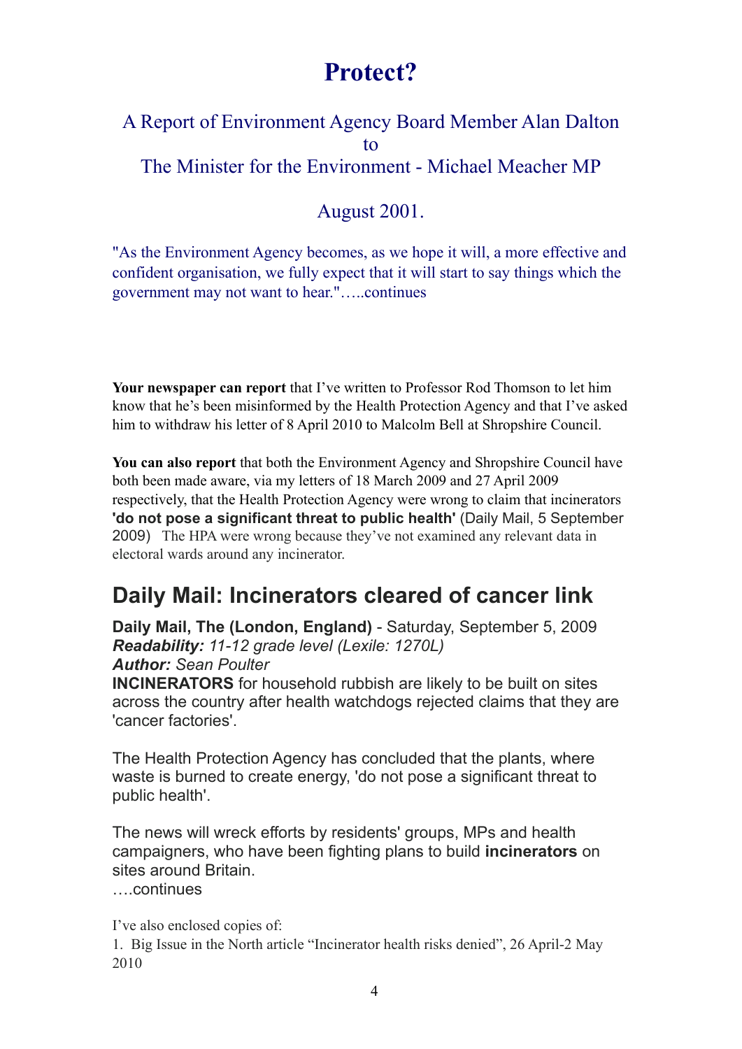# Protect?

## A Report of Environment Agency Board Member Alan Dalton to The Minister for the Environment - Michael Meacher MP

## August 2001.

"As the Environment Agency becomes, as we hope it will, a more effective and confident organisation, we fully expect that it will start to say things which the government may not want to hear."…..continues

**Your newspaper can report** that I've written to Professor Rod Thomson to let him know that he's been misinformed by the Health Protection Agency and that I've asked him to withdraw his letter of 8 April 2010 to Malcolm Bell at Shropshire Council.

**You can also report** that both the Environment Agency and Shropshire Council have both been made aware, via my letters of 18 March 2009 and 27 April 2009 respectively, that the Health Protection Agency were wrong to claim that incinerators **'do not pose a significant threat to public health'** (Daily Mail, 5 September 2009) The HPA were wrong because they've not examined any relevant data in electoral wards around any incinerator.

## Daily Mail: Incinerators cleared of cancer link

**Daily Mail, The (London, England)** - Saturday, September 5, 2009
***Readability:*** *11-12 grade level (Lexile: 1270L)*
***Author:*** *Sean Poulter*
**INCINERATORS** for household rubbish are likely to be built on sites across the country after health watchdogs rejected claims that they are 'cancer factories'.

The Health Protection Agency has concluded that the plants, where waste is burned to create energy, 'do not pose a significant threat to public health'.

The news will wreck efforts by residents' groups, MPs and health campaigners, who have been fighting plans to build **incinerators** on sites around Britain.
….continues

I've also enclosed copies of:

1. Big Issue in the North article "Incinerator health risks denied", 26 April-2 May 2010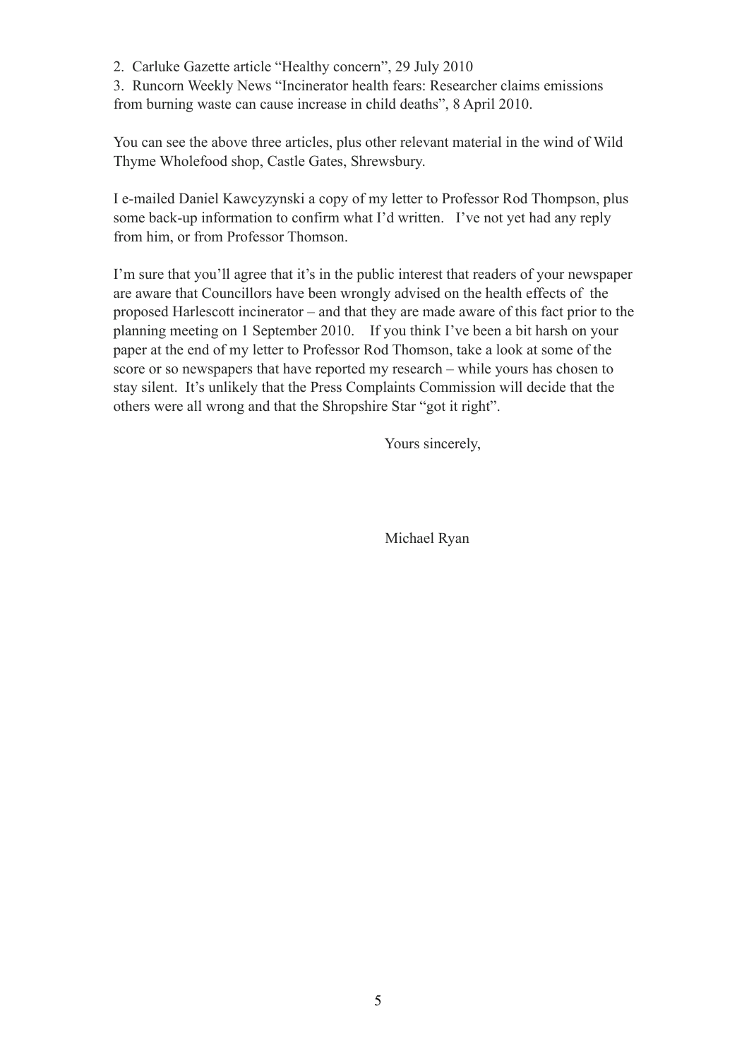2. Carluke Gazette article "Healthy concern", 29 July 2010

3. Runcorn Weekly News "Incinerator health fears: Researcher claims emissions from burning waste can cause increase in child deaths", 8 April 2010.

You can see the above three articles, plus other relevant material in the wind of Wild Thyme Wholefood shop, Castle Gates, Shrewsbury.

I e-mailed Daniel Kawcyzynski a copy of my letter to Professor Rod Thompson, plus some back-up information to confirm what I'd written. I've not yet had any reply from him, or from Professor Thomson.

I'm sure that you'll agree that it's in the public interest that readers of your newspaper are aware that Councillors have been wrongly advised on the health effects of the proposed Harlescott incinerator – and that they are made aware of this fact prior to the planning meeting on 1 September 2010. If you think I've been a bit harsh on your paper at the end of my letter to Professor Rod Thomson, take a look at some of the score or so newspapers that have reported my research – while yours has chosen to stay silent. It's unlikely that the Press Complaints Commission will decide that the others were all wrong and that the Shropshire Star "got it right".

Yours sincerely,

Michael Ryan